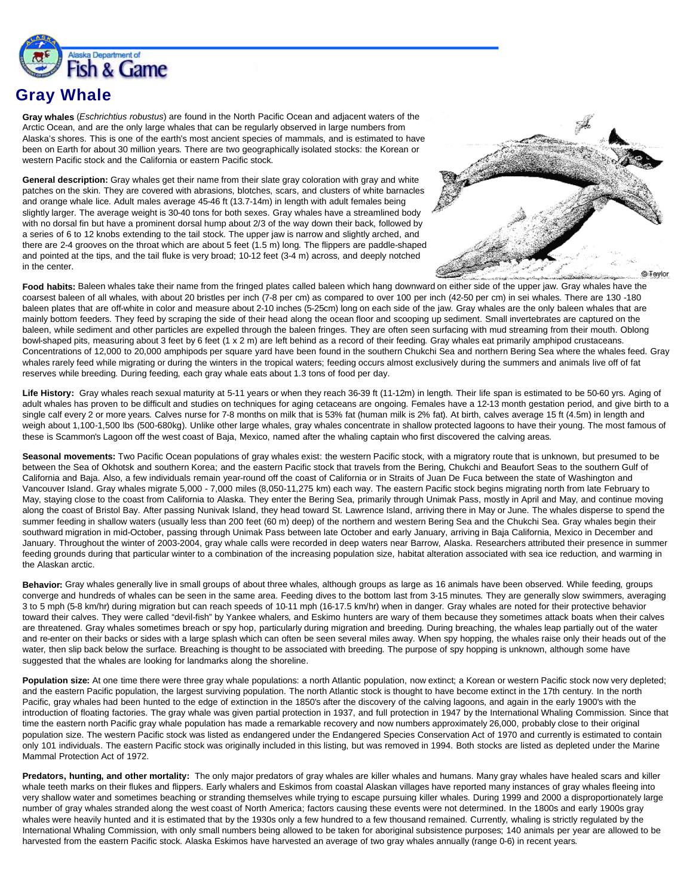# Gray Whale

**Gray whales** (*Eschrichtius robustus*) are found in the North Pacific Ocean and adjacent waters of the Arctic Ocean, and are the only large whales that can be regularly observed in large numbers from Alaska's shores. This is one of the earth's most ancient species of mammals, and is estimated to have been on Earth for about 30 million years. There are two geographically isolated stocks: the Korean or western Pacific stock and the California or eastern Pacific stock.

**General description:** Gray whales get their name from their slate gray coloration with gray and white patches on the skin. They are covered with abrasions, blotches, scars, and clusters of white barnacles and orange whale lice. Adult males average 45-46 ft (13.7-14m) in length with adult females being slightly larger. The average weight is 30-40 tons for both sexes. Gray whales have a streamlined body with no dorsal fin but have a prominent dorsal hump about 2/3 of the way down their back, followed by a series of 6 to 12 knobs extending to the tail stock. The upper jaw is narrow and slightly arched, and there are 2-4 grooves on the throat which are about 5 feet (1.5 m) long. The flippers are paddle-shaped and pointed at the tips, and the tail fluke is very broad; 10-12 feet (3-4 m) across, and deeply notched in the center.

**Food habits:** Baleen whales take their name from the fringed plates called baleen which hang downward on either side of the upper jaw. Gray whales have the coarsest baleen of all whales, with about 20 bristles per inch (7-8 per cm) as compared to over 100 per inch (42-50 per cm) in sei whales. There are 130 -180 baleen plates that are off-white in color and measure about 2-10 inches (5-25cm) long on each side of the jaw. Gray whales are the only baleen whales that are mainly bottom feeders. They feed by scraping the side of their head along the ocean floor and scooping up sediment. Small invertebrates are captured on the baleen, while sediment and other particles are expelled through the baleen fringes. They are often seen surfacing with mud streaming from their mouth. Oblong bowl-shaped pits, measuring about 3 feet by 6 feet (1 x 2 m) are left behind as a record of their feeding. Gray whales eat primarily amphipod crustaceans. Concentrations of 12,000 to 20,000 amphipods per square yard have been found in the southern Chukchi Sea and northern Bering Sea where the whales feed. Gray whales rarely feed while migrating or during the winters in the tropical waters; feeding occurs almost exclusively during the summers and animals live off of fat reserves while breeding. During feeding, each gray whale eats about 1.3 tons of food per day.

**Life History:** Gray whales reach sexual maturity at 5-11 years or when they reach 36-39 ft (11-12m) in length. Their life span is estimated to be 50-60 yrs. Aging of adult whales has proven to be difficult and studies on techniques for aging cetaceans are ongoing. Females have a 12-13 month gestation period, and give birth to a single calf every 2 or more years. Calves nurse for 7-8 months on milk that is 53% fat (human milk is 2% fat). At birth, calves average 15 ft (4.5m) in length and weigh about 1,100-1,500 lbs (500-680kg). Unlike other large whales, gray whales concentrate in shallow protected lagoons to have their young. The most famous of these is Scammon's Lagoon off the west coast of Baja, Mexico, named after the whaling captain who first discovered the calving areas.

**Seasonal movements:** Two Pacific Ocean populations of gray whales exist: the western Pacific stock, with a migratory route that is unknown, but presumed to be between the Sea of Okhotsk and southern Korea; and the eastern Pacific stock that travels from the Bering, Chukchi and Beaufort Seas to the southern Gulf of California and Baja. Also, a few individuals remain year-round off the coast of California or in Straits of Juan De Fuca between the state of Washington and Vancouver Island. Gray whales migrate 5,000 - 7,000 miles (8,050-11,275 km) each way. The eastern Pacific stock begins migrating north from late February to May, staying close to the coast from California to Alaska. They enter the Bering Sea, primarily through Unimak Pass, mostly in April and May, and continue moving along the coast of Bristol Bay. After passing Nunivak Island, they head toward St. Lawrence Island, arriving there in May or June. The whales disperse to spend the summer feeding in shallow waters (usually less than 200 feet (60 m) deep) of the northern and western Bering Sea and the Chukchi Sea. Gray whales begin their southward migration in mid-October, passing through Unimak Pass between late October and early January, arriving in Baja California, Mexico in December and January. Throughout the winter of 2003-2004, gray whale calls were recorded in deep waters near Barrow, Alaska. Researchers attributed their presence in summer feeding grounds during that particular winter to a combination of the increasing population size, habitat alteration associated with sea ice reduction, and warming in the Alaskan arctic.

**Behavior:** Gray whales generally live in small groups of about three whales, although groups as large as 16 animals have been observed. While feeding, groups converge and hundreds of whales can be seen in the same area. Feeding dives to the bottom last from 3-15 minutes. They are generally slow swimmers, averaging 3 to 5 mph (5-8 km/hr) during migration but can reach speeds of 10-11 mph (16-17.5 km/hr) when in danger. Gray whales are noted for their protective behavior toward their calves. They were called "devil-fish" by Yankee whalers, and Eskimo hunters are wary of them because they sometimes attack boats when their calves are threatened. Gray whales sometimes breach or spy hop, particularly during migration and breeding. During breaching, the whales leap partially out of the water and re-enter on their backs or sides with a large splash which can often be seen several miles away. When spy hopping, the whales raise only their heads out of the water, then slip back below the surface. Breaching is thought to be associated with breeding. The purpose of spy hopping is unknown, although some have suggested that the whales are looking for landmarks along the shoreline.

**Population size:** At one time there were three gray whale populations: a north Atlantic population, now extinct; a Korean or western Pacific stock now very depleted; and the eastern Pacific population, the largest surviving population. The north Atlantic stock is thought to have become extinct in the 17th century. In the north Pacific, gray whales had been hunted to the edge of extinction in the 1850's after the discovery of the calving lagoons, and again in the early 1900's with the introduction of floating factories. The gray whale was given partial protection in 1937, and full protection in 1947 by the International Whaling Commission. Since that time the eastern north Pacific gray whale population has made a remarkable recovery and now numbers approximately 26,000, probably close to their original population size. The western Pacific stock was listed as endangered under the Endangered Species Conservation Act of 1970 and currently is estimated to contain only 101 individuals. The eastern Pacific stock was originally included in this listing, but was removed in 1994. Both stocks are listed as depleted under the Marine Mammal Protection Act of 1972.

**Predators, hunting, and other mortality:** The only major predators of gray whales are killer whales and humans. Many gray whales have healed scars and killer whale teeth marks on their flukes and flippers. Early whalers and Eskimos from coastal Alaskan villages have reported many instances of gray whales fleeing into very shallow water and sometimes beaching or stranding themselves while trying to escape pursuing killer whales. During 1999 and 2000 a disproportionately large number of gray whales stranded along the west coast of North America; factors causing these events were not determined. In the 1800s and early 1900s gray whales were heavily hunted and it is estimated that by the 1930s only a few hundred to a few thousand remained. Currently, whaling is strictly regulated by the International Whaling Commission, with only small numbers being allowed to be taken for aboriginal subsistence purposes; 140 animals per year are allowed to be harvested from the eastern Pacific stock. Alaska Eskimos have harvested an average of two gray whales annually (range 0-6) in recent years.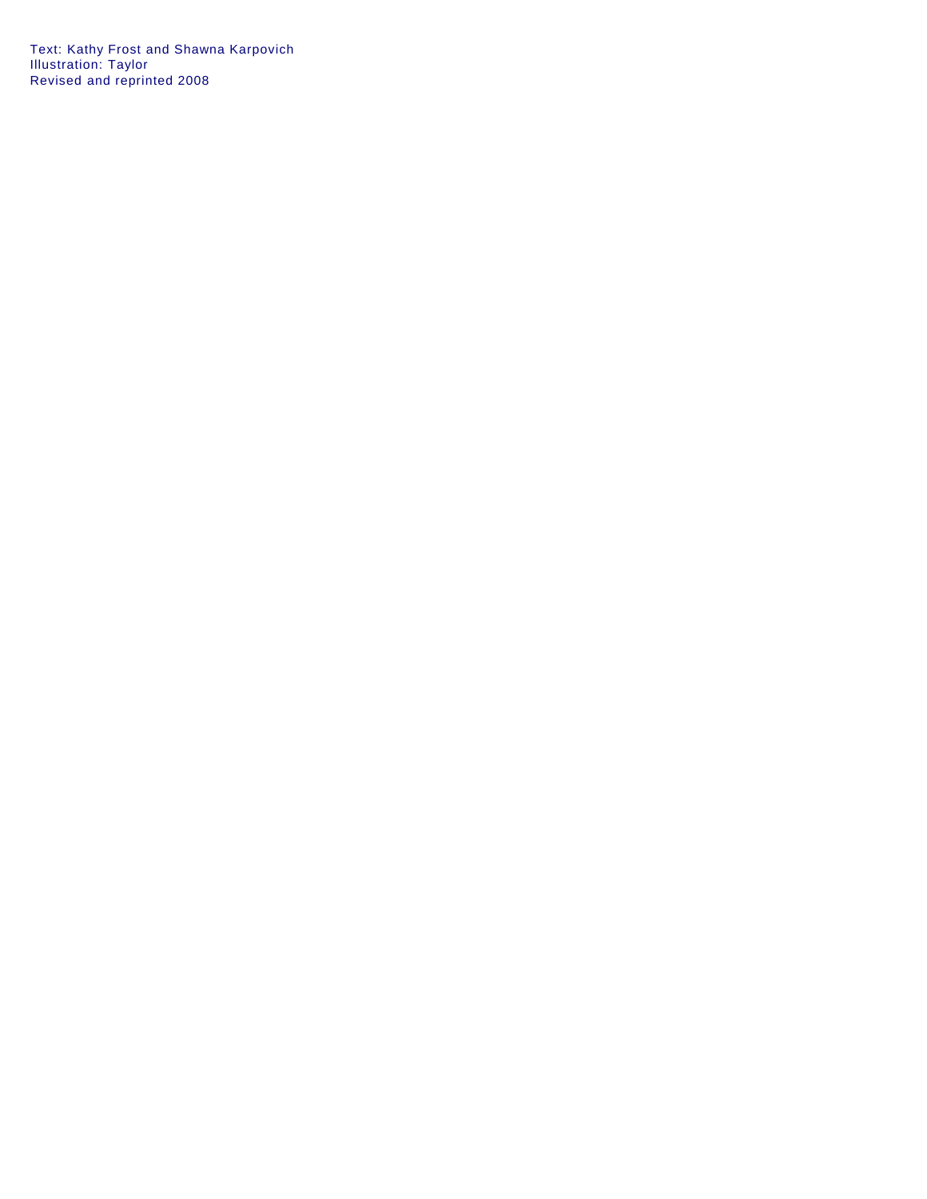Text: Kathy Frost and Shawna Karpovich
Illustration: Taylor
Revised and reprinted 2008